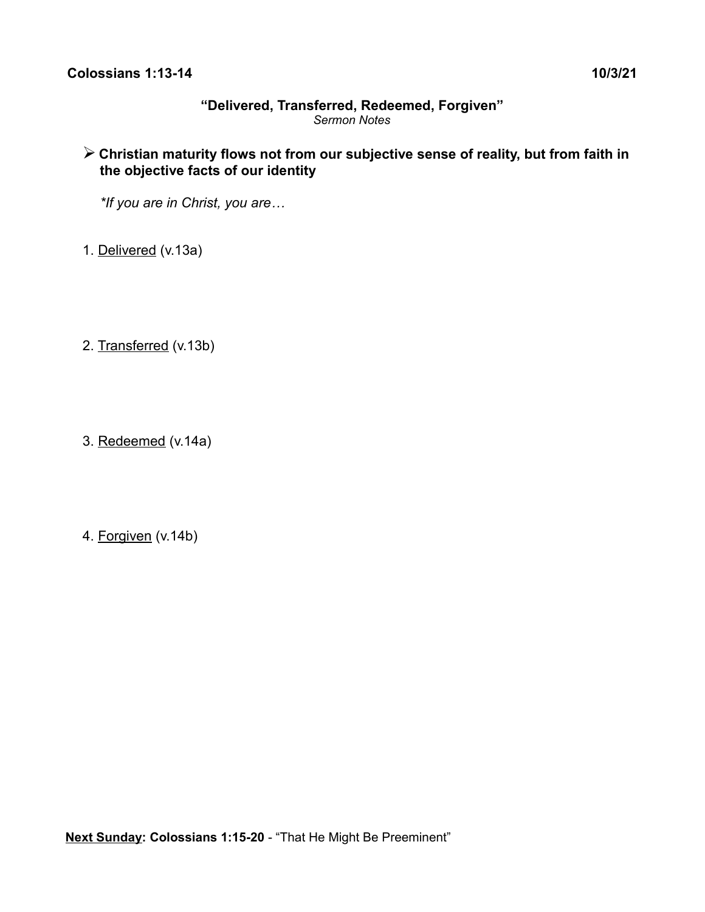**Colossians 1:13-14** **10/3/21**

## "Delivered, Transferred, Redeemed, Forgiven"

*Sermon Notes*

- **Christian maturity flows not from our subjective sense of reality, but from faith in the objective facts of our identity**

  *\*If you are in Christ, you are…*

1. <u>Delivered</u> (v.13a)

2. <u>Transferred</u> (v.13b)

3. <u>Redeemed</u> (v.14a)

4. <u>Forgiven</u> (v.14b)

**<u>Next Sunday</u>: Colossians 1:15-20** - "That He Might Be Preeminent"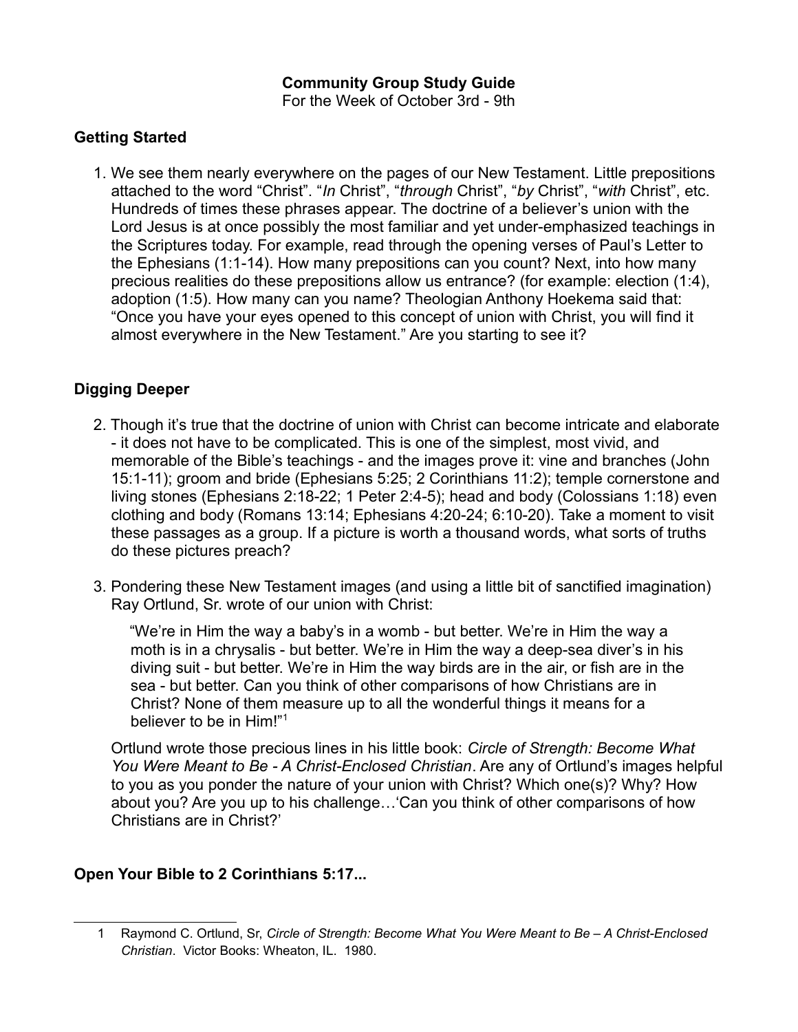**Community Group Study Guide**

For the Week of October 3rd - 9th

## Getting Started

1. We see them nearly everywhere on the pages of our New Testament. Little prepositions attached to the word "Christ". "*In* Christ", "*through* Christ", "*by* Christ", "*with* Christ", etc. Hundreds of times these phrases appear. The doctrine of a believer's union with the Lord Jesus is at once possibly the most familiar and yet under-emphasized teachings in the Scriptures today. For example, read through the opening verses of Paul's Letter to the Ephesians (1:1-14). How many prepositions can you count? Next, into how many precious realities do these prepositions allow us entrance? (for example: election (1:4), adoption (1:5). How many can you name? Theologian Anthony Hoekema said that: "Once you have your eyes opened to this concept of union with Christ, you will find it almost everywhere in the New Testament." Are you starting to see it?

## Digging Deeper

2. Though it's true that the doctrine of union with Christ can become intricate and elaborate - it does not have to be complicated. This is one of the simplest, most vivid, and memorable of the Bible's teachings - and the images prove it: vine and branches (John 15:1-11); groom and bride (Ephesians 5:25; 2 Corinthians 11:2); temple cornerstone and living stones (Ephesians 2:18-22; 1 Peter 2:4-5); head and body (Colossians 1:18) even clothing and body (Romans 13:14; Ephesians 4:20-24; 6:10-20). Take a moment to visit these passages as a group. If a picture is worth a thousand words, what sorts of truths do these pictures preach?

3. Pondering these New Testament images (and using a little bit of sanctified imagination) Ray Ortlund, Sr. wrote of our union with Christ:

   > "We're in Him the way a baby's in a womb - but better. We're in Him the way a moth is in a chrysalis - but better. We're in Him the way a deep-sea diver's in his diving suit - but better. We're in Him the way birds are in the air, or fish are in the sea - but better. Can you think of other comparisons of how Christians are in Christ? None of them measure up to all the wonderful things it means for a believer to be in Him!"[1]

   Ortlund wrote those precious lines in his little book: *Circle of Strength: Become What You Were Meant to Be - A Christ-Enclosed Christian*. Are any of Ortlund's images helpful to you as you ponder the nature of your union with Christ? Which one(s)? Why? How about you? Are you up to his challenge…'Can you think of other comparisons of how Christians are in Christ?'

## Open Your Bible to 2 Corinthians 5:17...

---

1 Raymond C. Ortlund, Sr, *Circle of Strength: Become What You Were Meant to Be – A Christ-Enclosed Christian*. Victor Books: Wheaton, IL. 1980.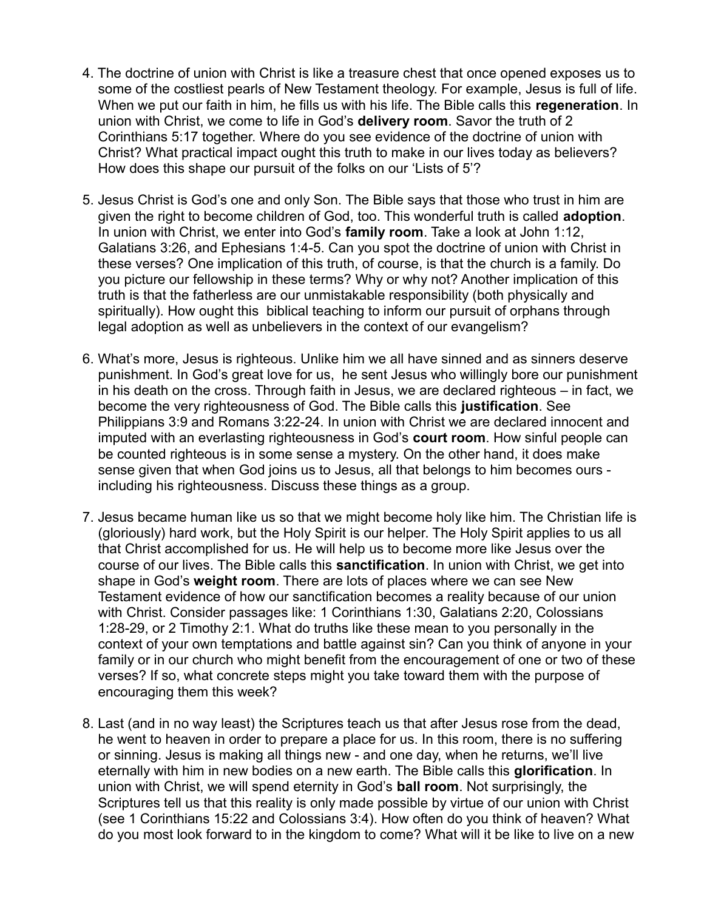4. The doctrine of union with Christ is like a treasure chest that once opened exposes us to some of the costliest pearls of New Testament theology. For example, Jesus is full of life. When we put our faith in him, he fills us with his life. The Bible calls this **regeneration**. In union with Christ, we come to life in God's **delivery room**. Savor the truth of 2 Corinthians 5:17 together. Where do you see evidence of the doctrine of union with Christ? What practical impact ought this truth to make in our lives today as believers? How does this shape our pursuit of the folks on our 'Lists of 5'?

5. Jesus Christ is God's one and only Son. The Bible says that those who trust in him are given the right to become children of God, too. This wonderful truth is called **adoption**. In union with Christ, we enter into God's **family room**. Take a look at John 1:12, Galatians 3:26, and Ephesians 1:4-5. Can you spot the doctrine of union with Christ in these verses? One implication of this truth, of course, is that the church is a family. Do you picture our fellowship in these terms? Why or why not? Another implication of this truth is that the fatherless are our unmistakable responsibility (both physically and spiritually). How ought this biblical teaching to inform our pursuit of orphans through legal adoption as well as unbelievers in the context of our evangelism?

6. What's more, Jesus is righteous. Unlike him we all have sinned and as sinners deserve punishment. In God's great love for us, he sent Jesus who willingly bore our punishment in his death on the cross. Through faith in Jesus, we are declared righteous – in fact, we become the very righteousness of God. The Bible calls this **justification**. See Philippians 3:9 and Romans 3:22-24. In union with Christ we are declared innocent and imputed with an everlasting righteousness in God's **court room**. How sinful people can be counted righteous is in some sense a mystery. On the other hand, it does make sense given that when God joins us to Jesus, all that belongs to him becomes ours - including his righteousness. Discuss these things as a group.

7. Jesus became human like us so that we might become holy like him. The Christian life is (gloriously) hard work, but the Holy Spirit is our helper. The Holy Spirit applies to us all that Christ accomplished for us. He will help us to become more like Jesus over the course of our lives. The Bible calls this **sanctification**. In union with Christ, we get into shape in God's **weight room**. There are lots of places where we can see New Testament evidence of how our sanctification becomes a reality because of our union with Christ. Consider passages like: 1 Corinthians 1:30, Galatians 2:20, Colossians 1:28-29, or 2 Timothy 2:1. What do truths like these mean to you personally in the context of your own temptations and battle against sin? Can you think of anyone in your family or in our church who might benefit from the encouragement of one or two of these verses? If so, what concrete steps might you take toward them with the purpose of encouraging them this week?

8. Last (and in no way least) the Scriptures teach us that after Jesus rose from the dead, he went to heaven in order to prepare a place for us. In this room, there is no suffering or sinning. Jesus is making all things new - and one day, when he returns, we'll live eternally with him in new bodies on a new earth. The Bible calls this **glorification**. In union with Christ, we will spend eternity in God's **ball room**. Not surprisingly, the Scriptures tell us that this reality is only made possible by virtue of our union with Christ (see 1 Corinthians 15:22 and Colossians 3:4). How often do you think of heaven? What do you most look forward to in the kingdom to come? What will it be like to live on a new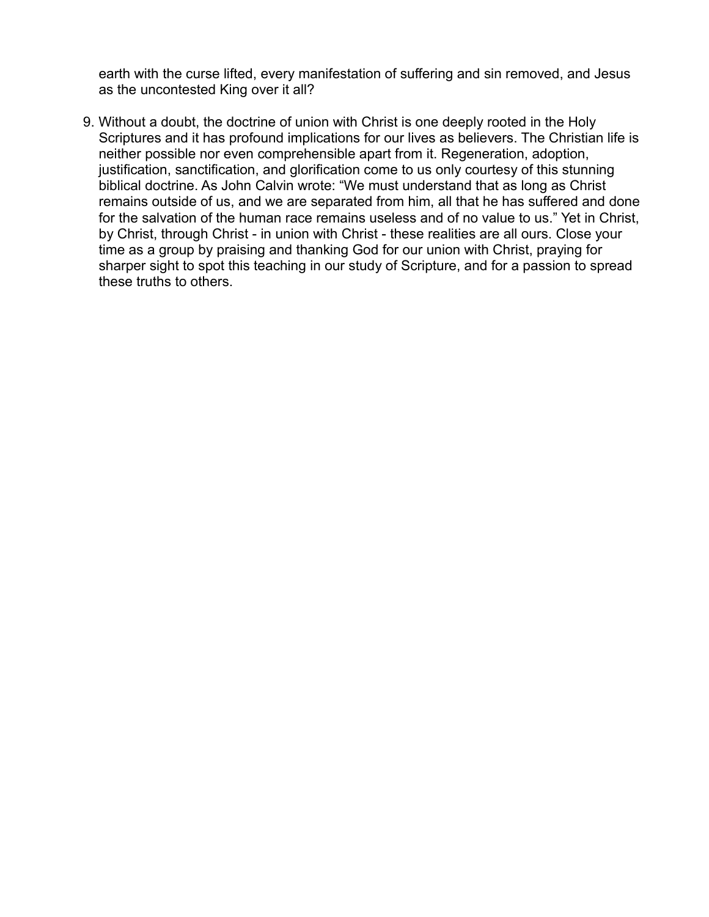earth with the curse lifted, every manifestation of suffering and sin removed, and Jesus as the uncontested King over it all?

9. Without a doubt, the doctrine of union with Christ is one deeply rooted in the Holy Scriptures and it has profound implications for our lives as believers. The Christian life is neither possible nor even comprehensible apart from it. Regeneration, adoption, justification, sanctification, and glorification come to us only courtesy of this stunning biblical doctrine. As John Calvin wrote: “We must understand that as long as Christ remains outside of us, and we are separated from him, all that he has suffered and done for the salvation of the human race remains useless and of no value to us.” Yet in Christ, by Christ, through Christ - in union with Christ - these realities are all ours. Close your time as a group by praising and thanking God for our union with Christ, praying for sharper sight to spot this teaching in our study of Scripture, and for a passion to spread these truths to others.